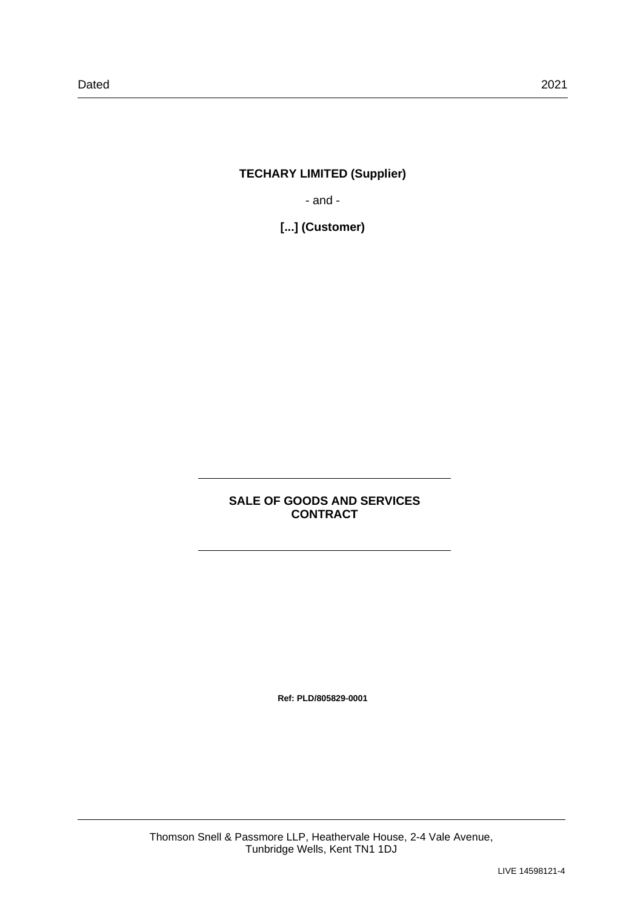Dated 2021

**TECHARY LIMITED (Supplier)**

- and -

**[...] (Customer)**

---

**SALE OF GOODS AND SERVICES CONTRACT**

---

**Ref: PLD/805829-0001**

Thomson Snell & Passmore LLP, Heathervale House, 2-4 Vale Avenue, Tunbridge Wells, Kent TN1 1DJ

LIVE 14598121-4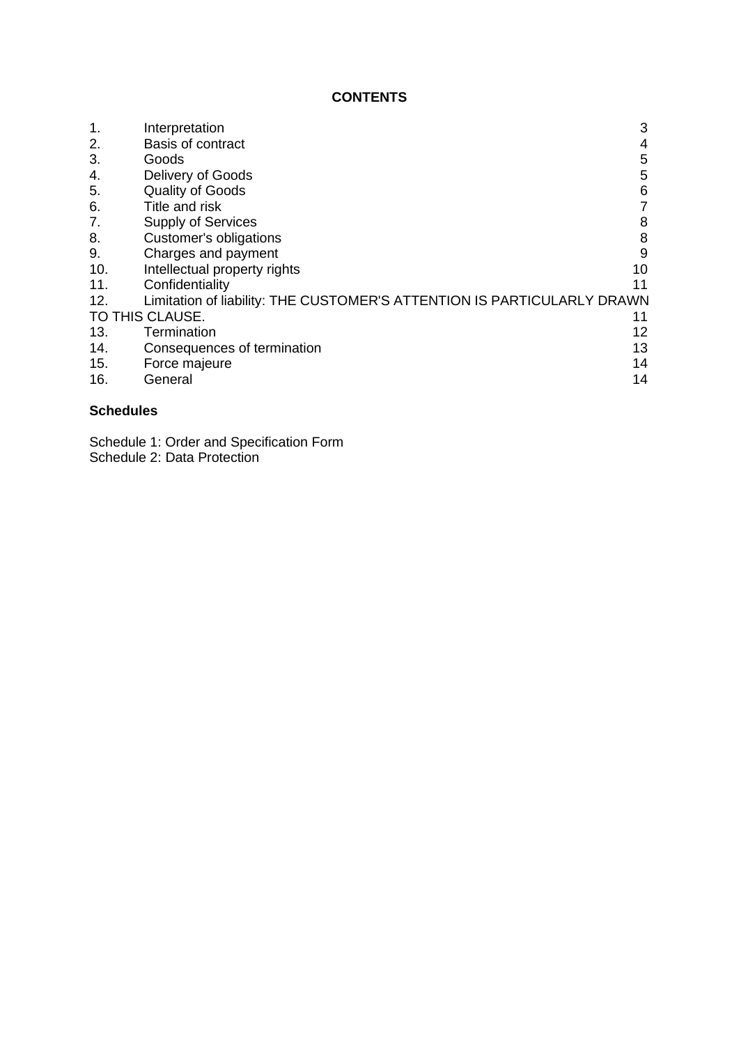**CONTENTS**

| | | |
|---|---|---|
| 1. | Interpretation | 3 |
| 2. | Basis of contract | 4 |
| 3. | Goods | 5 |
| 4. | Delivery of Goods | 5 |
| 5. | Quality of Goods | 6 |
| 6. | Title and risk | 7 |
| 7. | Supply of Services | 8 |
| 8. | Customer's obligations | 8 |
| 9. | Charges and payment | 9 |
| 10. | Intellectual property rights | 10 |
| 11. | Confidentiality | 11 |
| 12. | Limitation of liability: THE CUSTOMER'S ATTENTION IS PARTICULARLY DRAWN TO THIS CLAUSE. | 11 |
| 13. | Termination | 12 |
| 14. | Consequences of termination | 13 |
| 15. | Force majeure | 14 |
| 16. | General | 14 |

**Schedules**

Schedule 1: Order and Specification Form
Schedule 2: Data Protection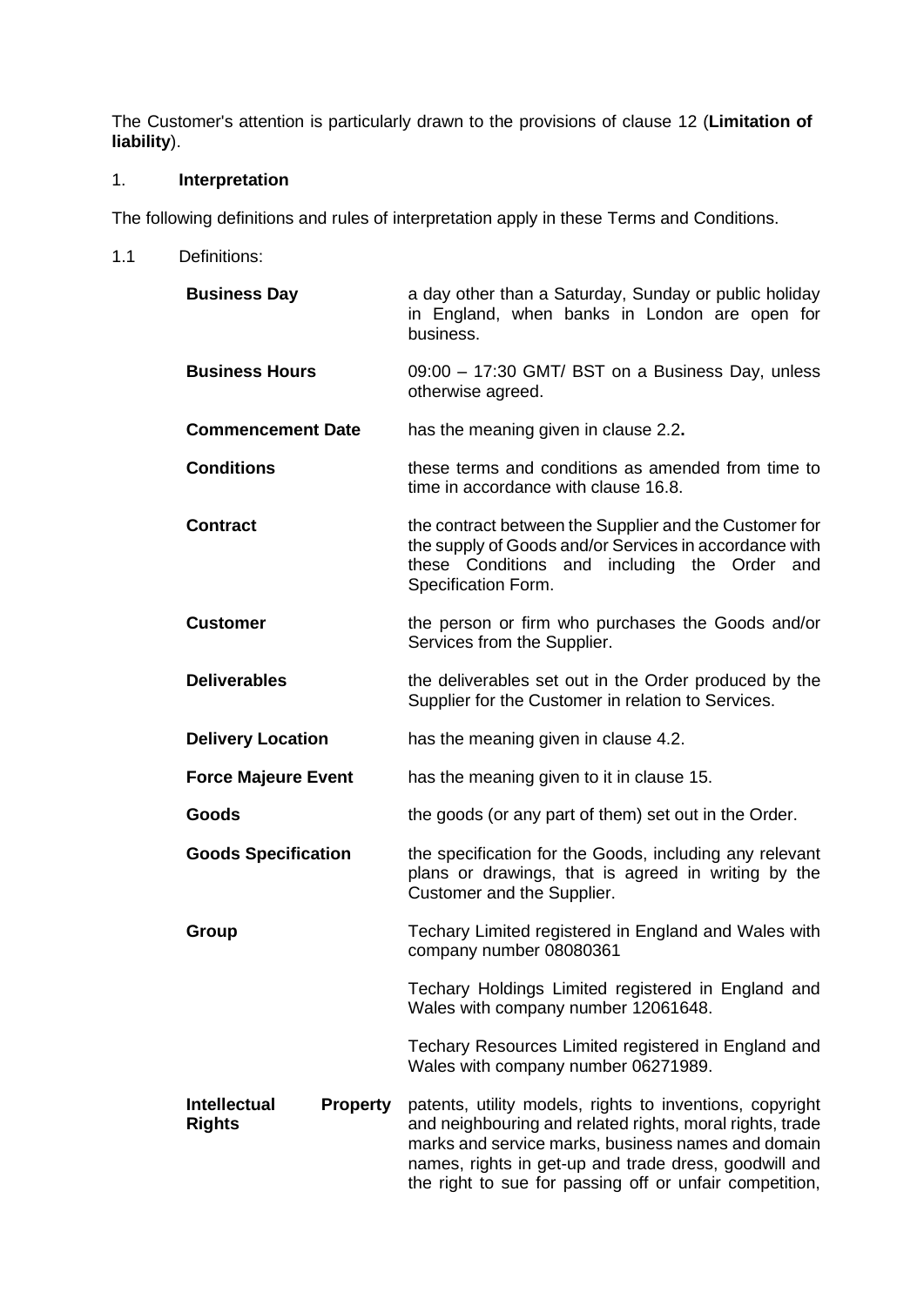The Customer's attention is particularly drawn to the provisions of clause 12 (**Limitation of liability**).

1. **Interpretation**

The following definitions and rules of interpretation apply in these Terms and Conditions.

1.1 Definitions:

| | |
|---|---|
| **Business Day** | a day other than a Saturday, Sunday or public holiday in England, when banks in London are open for business. |
| **Business Hours** | 09:00 – 17:30 GMT/ BST on a Business Day, unless otherwise agreed. |
| **Commencement Date** | has the meaning given in clause 2.2**.** |
| **Conditions** | these terms and conditions as amended from time to time in accordance with clause 16.8. |
| **Contract** | the contract between the Supplier and the Customer for the supply of Goods and/or Services in accordance with these Conditions and including the Order and Specification Form. |
| **Customer** | the person or firm who purchases the Goods and/or Services from the Supplier. |
| **Deliverables** | the deliverables set out in the Order produced by the Supplier for the Customer in relation to Services. |
| **Delivery Location** | has the meaning given in clause 4.2. |
| **Force Majeure Event** | has the meaning given to it in clause 15. |
| **Goods** | the goods (or any part of them) set out in the Order. |
| **Goods Specification** | the specification for the Goods, including any relevant plans or drawings, that is agreed in writing by the Customer and the Supplier. |
| **Group** | Techary Limited registered in England and Wales with company number 08080361<br><br>Techary Holdings Limited registered in England and Wales with company number 12061648.<br><br>Techary Resources Limited registered in England and Wales with company number 06271989. |
| **Intellectual Property Rights** | patents, utility models, rights to inventions, copyright and neighbouring and related rights, moral rights, trade marks and service marks, business names and domain names, rights in get-up and trade dress, goodwill and the right to sue for passing off or unfair competition, |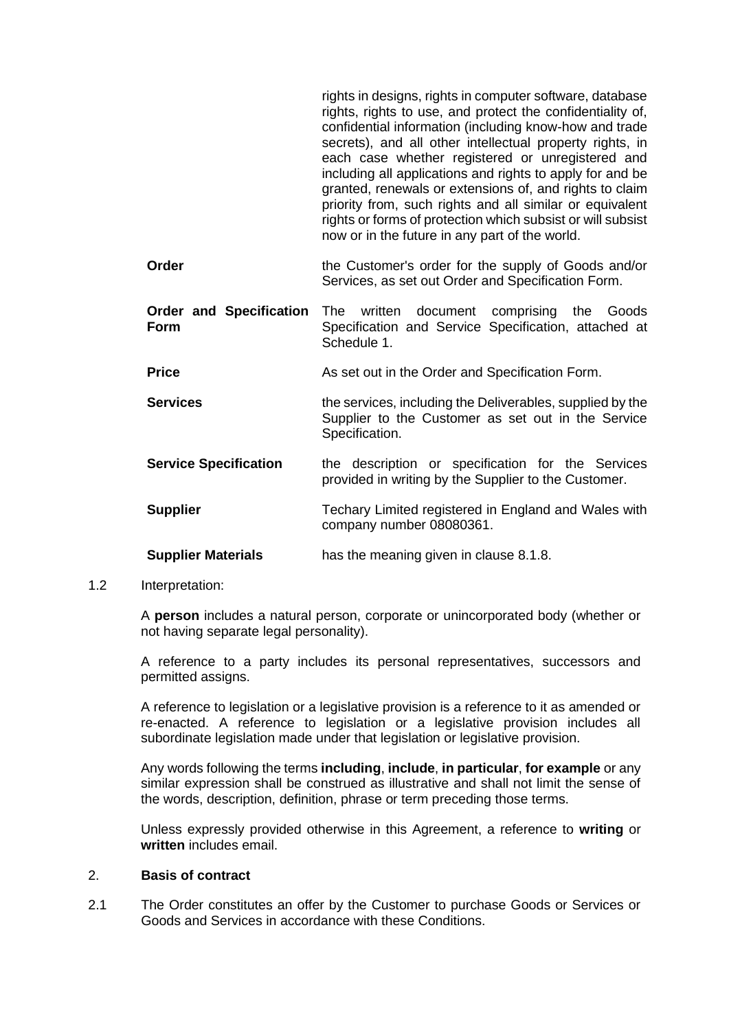| | |
|---|---|
| | rights in designs, rights in computer software, database rights, rights to use, and protect the confidentiality of, confidential information (including know-how and trade secrets), and all other intellectual property rights, in each case whether registered or unregistered and including all applications and rights to apply for and be granted, renewals or extensions of, and rights to claim priority from, such rights and all similar or equivalent rights or forms of protection which subsist or will subsist now or in the future in any part of the world. |
| **Order** | the Customer's order for the supply of Goods and/or Services, as set out Order and Specification Form. |
| **Order and Specification Form** | The written document comprising the Goods Specification and Service Specification, attached at Schedule 1. |
| **Price** | As set out in the Order and Specification Form. |
| **Services** | the services, including the Deliverables, supplied by the Supplier to the Customer as set out in the Service Specification. |
| **Service Specification** | the description or specification for the Services provided in writing by the Supplier to the Customer. |
| **Supplier** | Techary Limited registered in England and Wales with company number 08080361. |
| **Supplier Materials** | has the meaning given in clause 8.1.8. |

1.2 Interpretation:

A **person** includes a natural person, corporate or unincorporated body (whether or not having separate legal personality).

A reference to a party includes its personal representatives, successors and permitted assigns.

A reference to legislation or a legislative provision is a reference to it as amended or re-enacted. A reference to legislation or a legislative provision includes all subordinate legislation made under that legislation or legislative provision.

Any words following the terms **including**, **include**, **in particular**, **for example** or any similar expression shall be construed as illustrative and shall not limit the sense of the words, description, definition, phrase or term preceding those terms.

Unless expressly provided otherwise in this Agreement, a reference to **writing** or **written** includes email.

## 2. Basis of contract

2.1 The Order constitutes an offer by the Customer to purchase Goods or Services or Goods and Services in accordance with these Conditions.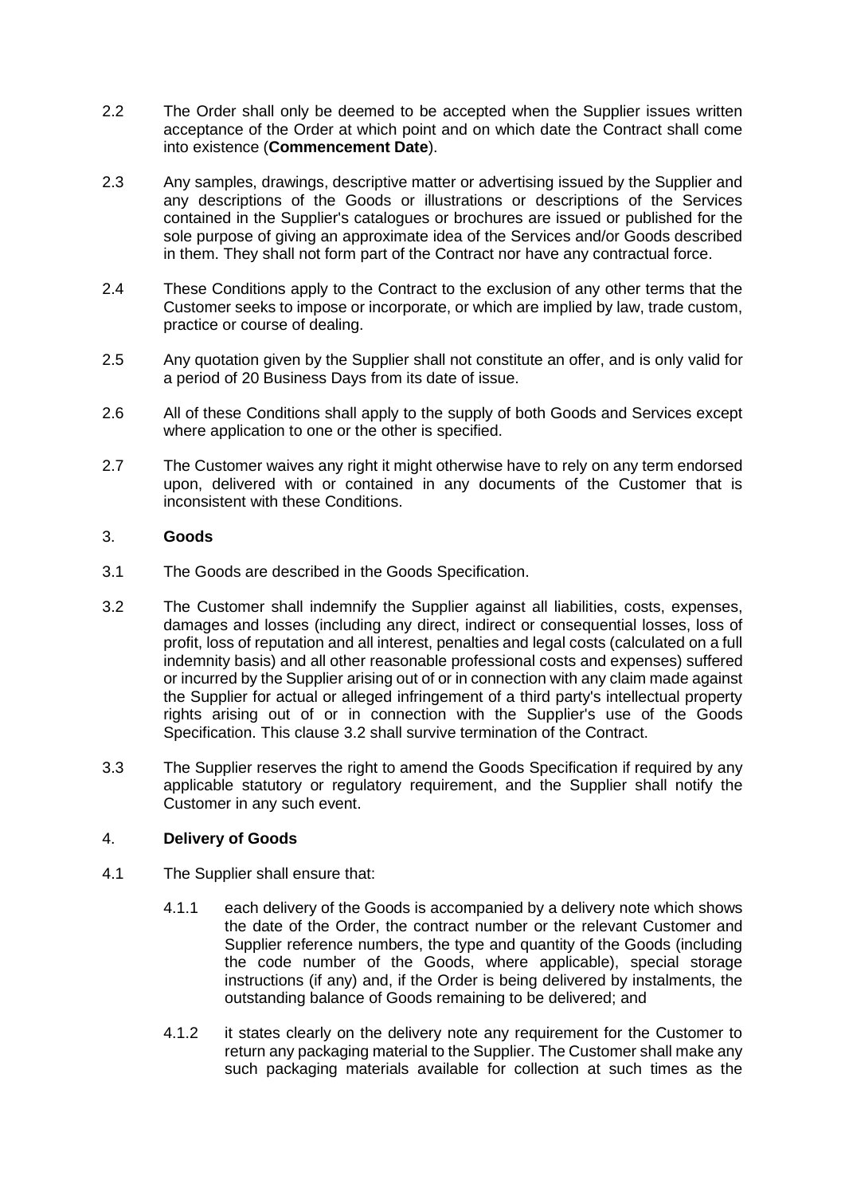2.2 The Order shall only be deemed to be accepted when the Supplier issues written acceptance of the Order at which point and on which date the Contract shall come into existence (**Commencement Date**).

2.3 Any samples, drawings, descriptive matter or advertising issued by the Supplier and any descriptions of the Goods or illustrations or descriptions of the Services contained in the Supplier's catalogues or brochures are issued or published for the sole purpose of giving an approximate idea of the Services and/or Goods described in them. They shall not form part of the Contract nor have any contractual force.

2.4 These Conditions apply to the Contract to the exclusion of any other terms that the Customer seeks to impose or incorporate, or which are implied by law, trade custom, practice or course of dealing.

2.5 Any quotation given by the Supplier shall not constitute an offer, and is only valid for a period of 20 Business Days from its date of issue.

2.6 All of these Conditions shall apply to the supply of both Goods and Services except where application to one or the other is specified.

2.7 The Customer waives any right it might otherwise have to rely on any term endorsed upon, delivered with or contained in any documents of the Customer that is inconsistent with these Conditions.

## 3. Goods

3.1 The Goods are described in the Goods Specification.

3.2 The Customer shall indemnify the Supplier against all liabilities, costs, expenses, damages and losses (including any direct, indirect or consequential losses, loss of profit, loss of reputation and all interest, penalties and legal costs (calculated on a full indemnity basis) and all other reasonable professional costs and expenses) suffered or incurred by the Supplier arising out of or in connection with any claim made against the Supplier for actual or alleged infringement of a third party's intellectual property rights arising out of or in connection with the Supplier's use of the Goods Specification. This clause 3.2 shall survive termination of the Contract.

3.3 The Supplier reserves the right to amend the Goods Specification if required by any applicable statutory or regulatory requirement, and the Supplier shall notify the Customer in any such event.

## 4. Delivery of Goods

4.1 The Supplier shall ensure that:

4.1.1 each delivery of the Goods is accompanied by a delivery note which shows the date of the Order, the contract number or the relevant Customer and Supplier reference numbers, the type and quantity of the Goods (including the code number of the Goods, where applicable), special storage instructions (if any) and, if the Order is being delivered by instalments, the outstanding balance of Goods remaining to be delivered; and

4.1.2 it states clearly on the delivery note any requirement for the Customer to return any packaging material to the Supplier. The Customer shall make any such packaging materials available for collection at such times as the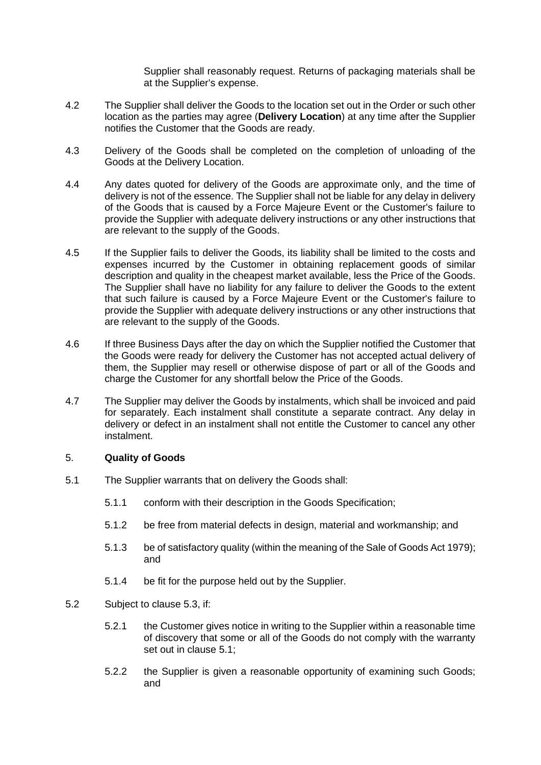Supplier shall reasonably request. Returns of packaging materials shall be at the Supplier's expense.

4.2 The Supplier shall deliver the Goods to the location set out in the Order or such other location as the parties may agree (**Delivery Location**) at any time after the Supplier notifies the Customer that the Goods are ready.

4.3 Delivery of the Goods shall be completed on the completion of unloading of the Goods at the Delivery Location.

4.4 Any dates quoted for delivery of the Goods are approximate only, and the time of delivery is not of the essence. The Supplier shall not be liable for any delay in delivery of the Goods that is caused by a Force Majeure Event or the Customer's failure to provide the Supplier with adequate delivery instructions or any other instructions that are relevant to the supply of the Goods.

4.5 If the Supplier fails to deliver the Goods, its liability shall be limited to the costs and expenses incurred by the Customer in obtaining replacement goods of similar description and quality in the cheapest market available, less the Price of the Goods. The Supplier shall have no liability for any failure to deliver the Goods to the extent that such failure is caused by a Force Majeure Event or the Customer's failure to provide the Supplier with adequate delivery instructions or any other instructions that are relevant to the supply of the Goods.

4.6 If three Business Days after the day on which the Supplier notified the Customer that the Goods were ready for delivery the Customer has not accepted actual delivery of them, the Supplier may resell or otherwise dispose of part or all of the Goods and charge the Customer for any shortfall below the Price of the Goods.

4.7 The Supplier may deliver the Goods by instalments, which shall be invoiced and paid for separately. Each instalment shall constitute a separate contract. Any delay in delivery or defect in an instalment shall not entitle the Customer to cancel any other instalment.

## 5. **Quality of Goods**

5.1 The Supplier warrants that on delivery the Goods shall:

5.1.1 conform with their description in the Goods Specification;

5.1.2 be free from material defects in design, material and workmanship; and

5.1.3 be of satisfactory quality (within the meaning of the Sale of Goods Act 1979); and

5.1.4 be fit for the purpose held out by the Supplier.

5.2 Subject to clause 5.3, if:

5.2.1 the Customer gives notice in writing to the Supplier within a reasonable time of discovery that some or all of the Goods do not comply with the warranty set out in clause 5.1;

5.2.2 the Supplier is given a reasonable opportunity of examining such Goods; and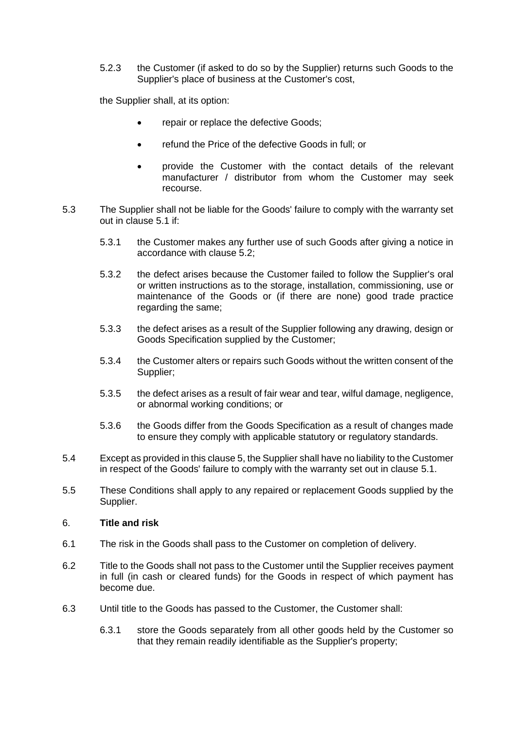5.2.3 the Customer (if asked to do so by the Supplier) returns such Goods to the Supplier's place of business at the Customer's cost,

the Supplier shall, at its option:

- repair or replace the defective Goods;
- refund the Price of the defective Goods in full; or
- provide the Customer with the contact details of the relevant manufacturer / distributor from whom the Customer may seek recourse.

5.3 The Supplier shall not be liable for the Goods' failure to comply with the warranty set out in clause 5.1 if:

5.3.1 the Customer makes any further use of such Goods after giving a notice in accordance with clause 5.2;

5.3.2 the defect arises because the Customer failed to follow the Supplier's oral or written instructions as to the storage, installation, commissioning, use or maintenance of the Goods or (if there are none) good trade practice regarding the same;

5.3.3 the defect arises as a result of the Supplier following any drawing, design or Goods Specification supplied by the Customer;

5.3.4 the Customer alters or repairs such Goods without the written consent of the Supplier;

5.3.5 the defect arises as a result of fair wear and tear, wilful damage, negligence, or abnormal working conditions; or

5.3.6 the Goods differ from the Goods Specification as a result of changes made to ensure they comply with applicable statutory or regulatory standards.

5.4 Except as provided in this clause 5, the Supplier shall have no liability to the Customer in respect of the Goods' failure to comply with the warranty set out in clause 5.1.

5.5 These Conditions shall apply to any repaired or replacement Goods supplied by the Supplier.

6. **Title and risk**

6.1 The risk in the Goods shall pass to the Customer on completion of delivery.

6.2 Title to the Goods shall not pass to the Customer until the Supplier receives payment in full (in cash or cleared funds) for the Goods in respect of which payment has become due.

6.3 Until title to the Goods has passed to the Customer, the Customer shall:

6.3.1 store the Goods separately from all other goods held by the Customer so that they remain readily identifiable as the Supplier's property;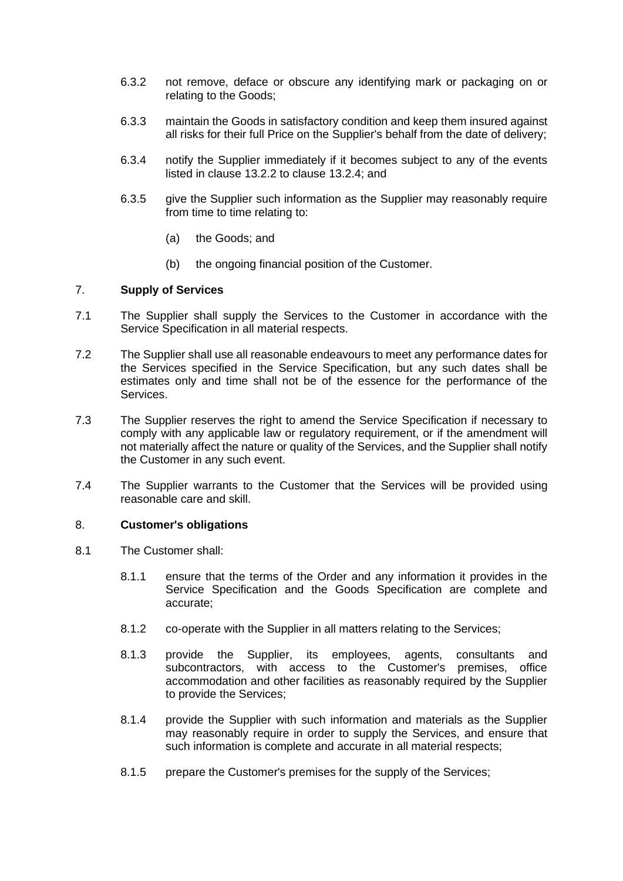6.3.2 not remove, deface or obscure any identifying mark or packaging on or relating to the Goods;

6.3.3 maintain the Goods in satisfactory condition and keep them insured against all risks for their full Price on the Supplier's behalf from the date of delivery;

6.3.4 notify the Supplier immediately if it becomes subject to any of the events listed in clause 13.2.2 to clause 13.2.4; and

6.3.5 give the Supplier such information as the Supplier may reasonably require from time to time relating to:

(a) the Goods; and

(b) the ongoing financial position of the Customer.

## 7. **Supply of Services**

7.1 The Supplier shall supply the Services to the Customer in accordance with the Service Specification in all material respects.

7.2 The Supplier shall use all reasonable endeavours to meet any performance dates for the Services specified in the Service Specification, but any such dates shall be estimates only and time shall not be of the essence for the performance of the Services.

7.3 The Supplier reserves the right to amend the Service Specification if necessary to comply with any applicable law or regulatory requirement, or if the amendment will not materially affect the nature or quality of the Services, and the Supplier shall notify the Customer in any such event.

7.4 The Supplier warrants to the Customer that the Services will be provided using reasonable care and skill.

## 8. **Customer's obligations**

8.1 The Customer shall:

8.1.1 ensure that the terms of the Order and any information it provides in the Service Specification and the Goods Specification are complete and accurate;

8.1.2 co-operate with the Supplier in all matters relating to the Services;

8.1.3 provide the Supplier, its employees, agents, consultants and subcontractors, with access to the Customer's premises, office accommodation and other facilities as reasonably required by the Supplier to provide the Services;

8.1.4 provide the Supplier with such information and materials as the Supplier may reasonably require in order to supply the Services, and ensure that such information is complete and accurate in all material respects;

8.1.5 prepare the Customer's premises for the supply of the Services;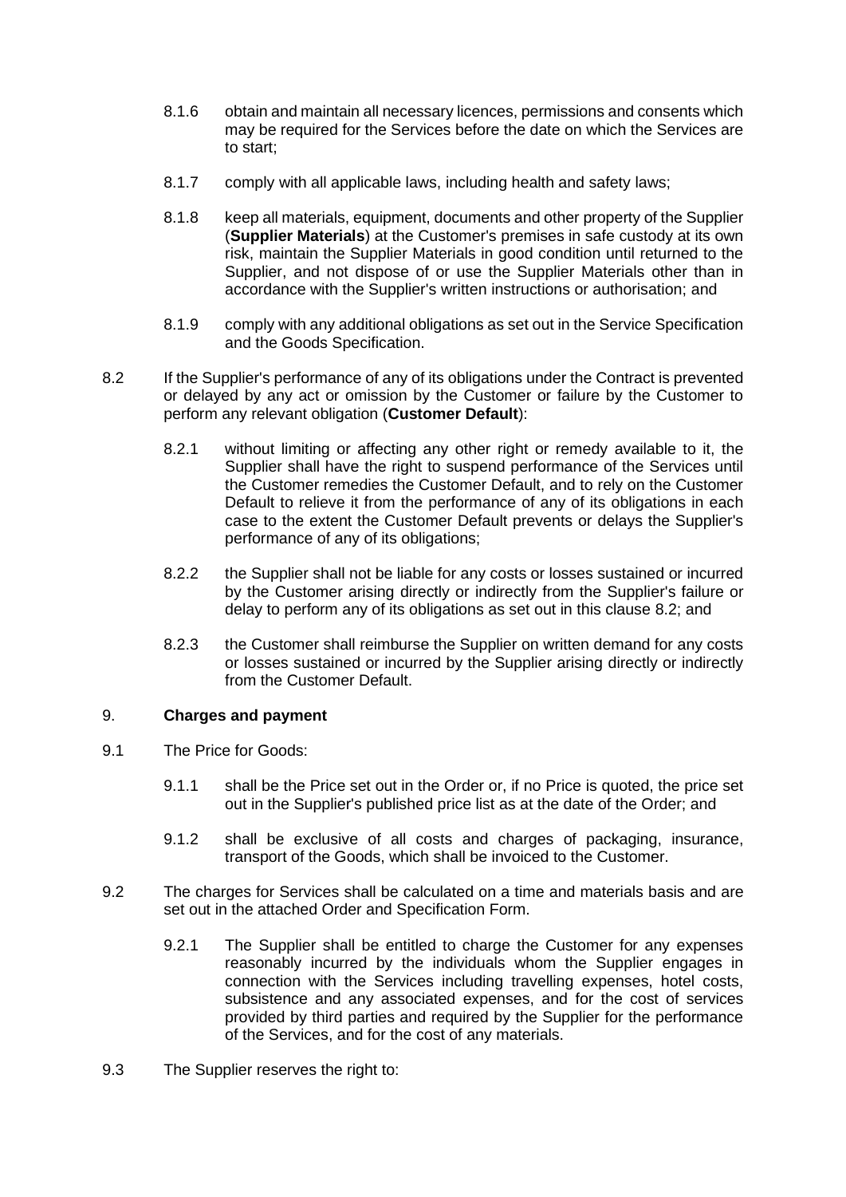8.1.6 obtain and maintain all necessary licences, permissions and consents which may be required for the Services before the date on which the Services are to start;

8.1.7 comply with all applicable laws, including health and safety laws;

8.1.8 keep all materials, equipment, documents and other property of the Supplier (**Supplier Materials**) at the Customer's premises in safe custody at its own risk, maintain the Supplier Materials in good condition until returned to the Supplier, and not dispose of or use the Supplier Materials other than in accordance with the Supplier's written instructions or authorisation; and

8.1.9 comply with any additional obligations as set out in the Service Specification and the Goods Specification.

8.2 If the Supplier's performance of any of its obligations under the Contract is prevented or delayed by any act or omission by the Customer or failure by the Customer to perform any relevant obligation (**Customer Default**):

8.2.1 without limiting or affecting any other right or remedy available to it, the Supplier shall have the right to suspend performance of the Services until the Customer remedies the Customer Default, and to rely on the Customer Default to relieve it from the performance of any of its obligations in each case to the extent the Customer Default prevents or delays the Supplier's performance of any of its obligations;

8.2.2 the Supplier shall not be liable for any costs or losses sustained or incurred by the Customer arising directly or indirectly from the Supplier's failure or delay to perform any of its obligations as set out in this clause 8.2; and

8.2.3 the Customer shall reimburse the Supplier on written demand for any costs or losses sustained or incurred by the Supplier arising directly or indirectly from the Customer Default.

## 9. **Charges and payment**

9.1 The Price for Goods:

9.1.1 shall be the Price set out in the Order or, if no Price is quoted, the price set out in the Supplier's published price list as at the date of the Order; and

9.1.2 shall be exclusive of all costs and charges of packaging, insurance, transport of the Goods, which shall be invoiced to the Customer.

9.2 The charges for Services shall be calculated on a time and materials basis and are set out in the attached Order and Specification Form.

9.2.1 The Supplier shall be entitled to charge the Customer for any expenses reasonably incurred by the individuals whom the Supplier engages in connection with the Services including travelling expenses, hotel costs, subsistence and any associated expenses, and for the cost of services provided by third parties and required by the Supplier for the performance of the Services, and for the cost of any materials.

9.3 The Supplier reserves the right to: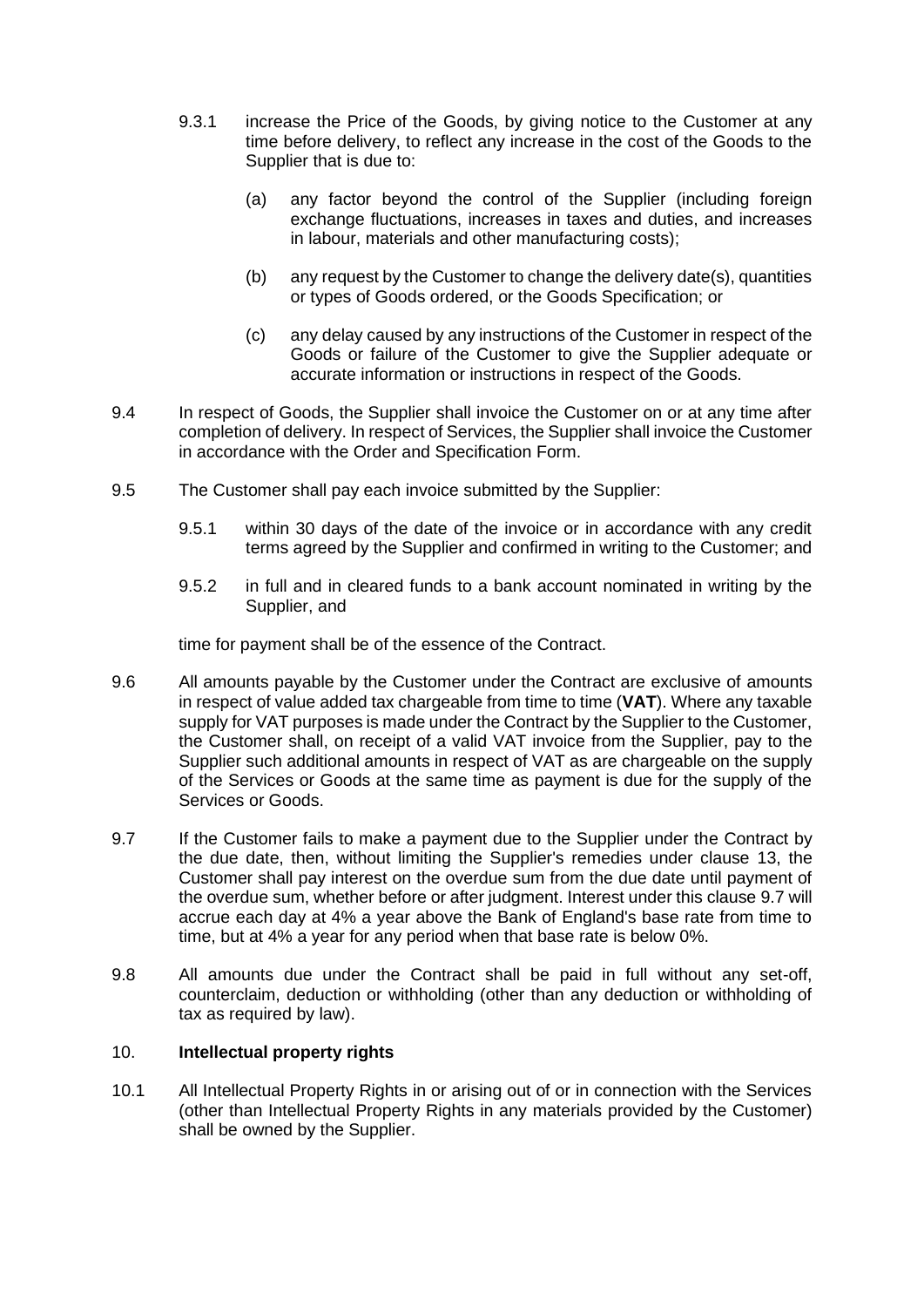9.3.1 increase the Price of the Goods, by giving notice to the Customer at any time before delivery, to reflect any increase in the cost of the Goods to the Supplier that is due to:

(a) any factor beyond the control of the Supplier (including foreign exchange fluctuations, increases in taxes and duties, and increases in labour, materials and other manufacturing costs);

(b) any request by the Customer to change the delivery date(s), quantities or types of Goods ordered, or the Goods Specification; or

(c) any delay caused by any instructions of the Customer in respect of the Goods or failure of the Customer to give the Supplier adequate or accurate information or instructions in respect of the Goods.

9.4 In respect of Goods, the Supplier shall invoice the Customer on or at any time after completion of delivery. In respect of Services, the Supplier shall invoice the Customer in accordance with the Order and Specification Form.

9.5 The Customer shall pay each invoice submitted by the Supplier:

9.5.1 within 30 days of the date of the invoice or in accordance with any credit terms agreed by the Supplier and confirmed in writing to the Customer; and

9.5.2 in full and in cleared funds to a bank account nominated in writing by the Supplier, and

time for payment shall be of the essence of the Contract.

9.6 All amounts payable by the Customer under the Contract are exclusive of amounts in respect of value added tax chargeable from time to time (**VAT**). Where any taxable supply for VAT purposes is made under the Contract by the Supplier to the Customer, the Customer shall, on receipt of a valid VAT invoice from the Supplier, pay to the Supplier such additional amounts in respect of VAT as are chargeable on the supply of the Services or Goods at the same time as payment is due for the supply of the Services or Goods.

9.7 If the Customer fails to make a payment due to the Supplier under the Contract by the due date, then, without limiting the Supplier's remedies under clause 13, the Customer shall pay interest on the overdue sum from the due date until payment of the overdue sum, whether before or after judgment. Interest under this clause 9.7 will accrue each day at 4% a year above the Bank of England's base rate from time to time, but at 4% a year for any period when that base rate is below 0%.

9.8 All amounts due under the Contract shall be paid in full without any set-off, counterclaim, deduction or withholding (other than any deduction or withholding of tax as required by law).

## 10. **Intellectual property rights**

10.1 All Intellectual Property Rights in or arising out of or in connection with the Services (other than Intellectual Property Rights in any materials provided by the Customer) shall be owned by the Supplier.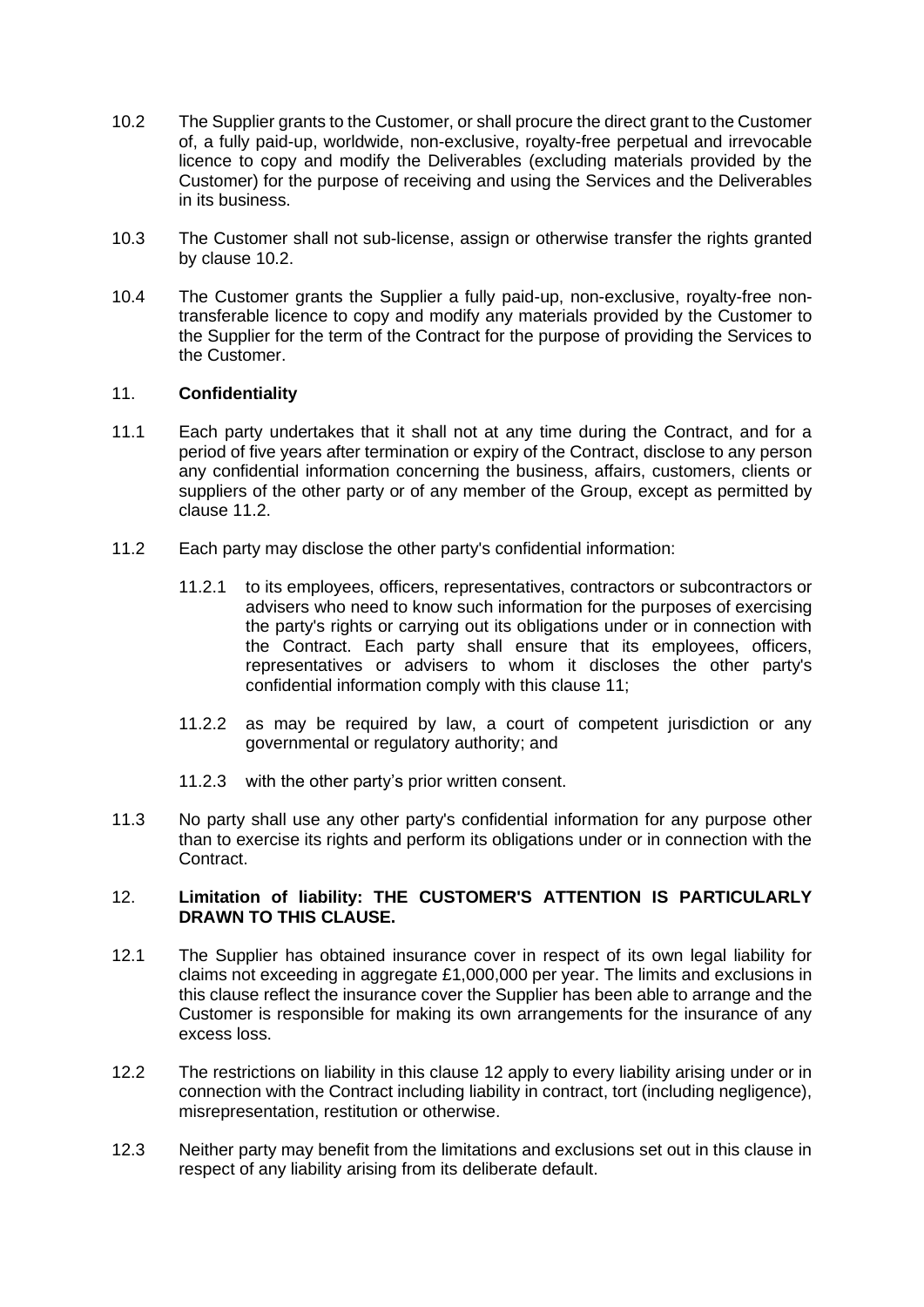10.2 The Supplier grants to the Customer, or shall procure the direct grant to the Customer of, a fully paid-up, worldwide, non-exclusive, royalty-free perpetual and irrevocable licence to copy and modify the Deliverables (excluding materials provided by the Customer) for the purpose of receiving and using the Services and the Deliverables in its business.

10.3 The Customer shall not sub-license, assign or otherwise transfer the rights granted by clause 10.2.

10.4 The Customer grants the Supplier a fully paid-up, non-exclusive, royalty-free non-transferable licence to copy and modify any materials provided by the Customer to the Supplier for the term of the Contract for the purpose of providing the Services to the Customer.

## 11. **Confidentiality**

11.1 Each party undertakes that it shall not at any time during the Contract, and for a period of five years after termination or expiry of the Contract, disclose to any person any confidential information concerning the business, affairs, customers, clients or suppliers of the other party or of any member of the Group, except as permitted by clause 11.2.

11.2 Each party may disclose the other party's confidential information:

11.2.1 to its employees, officers, representatives, contractors or subcontractors or advisers who need to know such information for the purposes of exercising the party's rights or carrying out its obligations under or in connection with the Contract. Each party shall ensure that its employees, officers, representatives or advisers to whom it discloses the other party's confidential information comply with this clause 11;

11.2.2 as may be required by law, a court of competent jurisdiction or any governmental or regulatory authority; and

11.2.3 with the other party's prior written consent.

11.3 No party shall use any other party's confidential information for any purpose other than to exercise its rights and perform its obligations under or in connection with the Contract.

## 12. **Limitation of liability: THE CUSTOMER'S ATTENTION IS PARTICULARLY DRAWN TO THIS CLAUSE.**

12.1 The Supplier has obtained insurance cover in respect of its own legal liability for claims not exceeding in aggregate £1,000,000 per year. The limits and exclusions in this clause reflect the insurance cover the Supplier has been able to arrange and the Customer is responsible for making its own arrangements for the insurance of any excess loss.

12.2 The restrictions on liability in this clause 12 apply to every liability arising under or in connection with the Contract including liability in contract, tort (including negligence), misrepresentation, restitution or otherwise.

12.3 Neither party may benefit from the limitations and exclusions set out in this clause in respect of any liability arising from its deliberate default.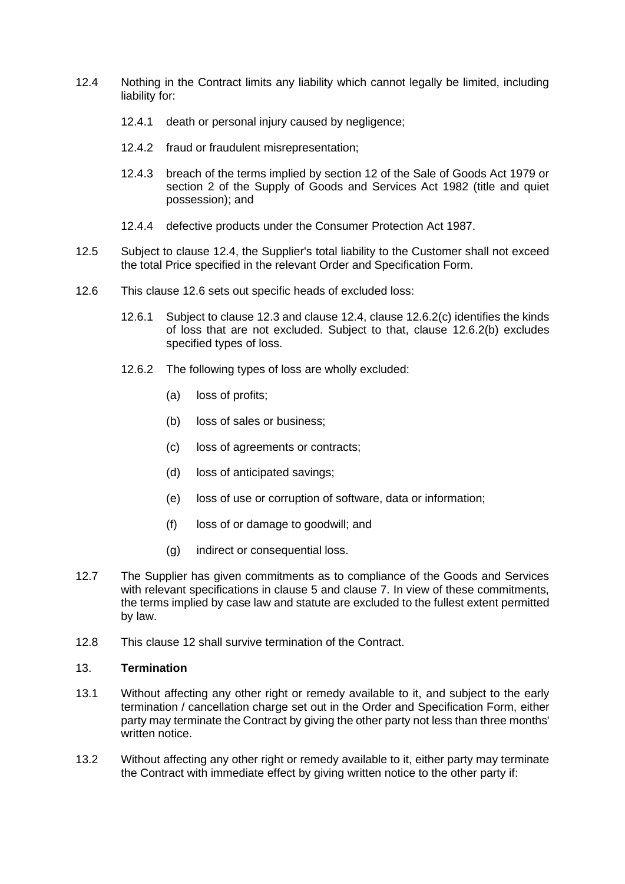12.4 Nothing in the Contract limits any liability which cannot legally be limited, including liability for:

 12.4.1 death or personal injury caused by negligence;

 12.4.2 fraud or fraudulent misrepresentation;

 12.4.3 breach of the terms implied by section 12 of the Sale of Goods Act 1979 or section 2 of the Supply of Goods and Services Act 1982 (title and quiet possession); and

 12.4.4 defective products under the Consumer Protection Act 1987.

12.5 Subject to clause 12.4, the Supplier's total liability to the Customer shall not exceed the total Price specified in the relevant Order and Specification Form.

12.6 This clause 12.6 sets out specific heads of excluded loss:

 12.6.1 Subject to clause 12.3 and clause 12.4, clause 12.6.2(c) identifies the kinds of loss that are not excluded. Subject to that, clause 12.6.2(b) excludes specified types of loss.

 12.6.2 The following types of loss are wholly excluded:

  (a) loss of profits;

  (b) loss of sales or business;

  (c) loss of agreements or contracts;

  (d) loss of anticipated savings;

  (e) loss of use or corruption of software, data or information;

  (f) loss of or damage to goodwill; and

  (g) indirect or consequential loss.

12.7 The Supplier has given commitments as to compliance of the Goods and Services with relevant specifications in clause 5 and clause 7. In view of these commitments, the terms implied by case law and statute are excluded to the fullest extent permitted by law.

12.8 This clause 12 shall survive termination of the Contract.

## 13. **Termination**

13.1 Without affecting any other right or remedy available to it, and subject to the early termination / cancellation charge set out in the Order and Specification Form, either party may terminate the Contract by giving the other party not less than three months' written notice.

13.2 Without affecting any other right or remedy available to it, either party may terminate the Contract with immediate effect by giving written notice to the other party if: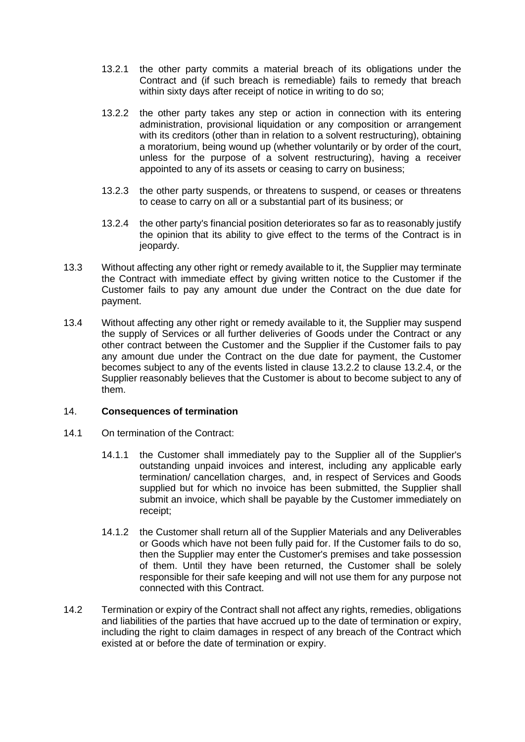13.2.1 the other party commits a material breach of its obligations under the Contract and (if such breach is remediable) fails to remedy that breach within sixty days after receipt of notice in writing to do so;

13.2.2 the other party takes any step or action in connection with its entering administration, provisional liquidation or any composition or arrangement with its creditors (other than in relation to a solvent restructuring), obtaining a moratorium, being wound up (whether voluntarily or by order of the court, unless for the purpose of a solvent restructuring), having a receiver appointed to any of its assets or ceasing to carry on business;

13.2.3 the other party suspends, or threatens to suspend, or ceases or threatens to cease to carry on all or a substantial part of its business; or

13.2.4 the other party's financial position deteriorates so far as to reasonably justify the opinion that its ability to give effect to the terms of the Contract is in jeopardy.

13.3 Without affecting any other right or remedy available to it, the Supplier may terminate the Contract with immediate effect by giving written notice to the Customer if the Customer fails to pay any amount due under the Contract on the due date for payment.

13.4 Without affecting any other right or remedy available to it, the Supplier may suspend the supply of Services or all further deliveries of Goods under the Contract or any other contract between the Customer and the Supplier if the Customer fails to pay any amount due under the Contract on the due date for payment, the Customer becomes subject to any of the events listed in clause 13.2.2 to clause 13.2.4, or the Supplier reasonably believes that the Customer is about to become subject to any of them.

## 14. **Consequences of termination**

14.1 On termination of the Contract:

14.1.1 the Customer shall immediately pay to the Supplier all of the Supplier's outstanding unpaid invoices and interest, including any applicable early termination/ cancellation charges, and, in respect of Services and Goods supplied but for which no invoice has been submitted, the Supplier shall submit an invoice, which shall be payable by the Customer immediately on receipt;

14.1.2 the Customer shall return all of the Supplier Materials and any Deliverables or Goods which have not been fully paid for. If the Customer fails to do so, then the Supplier may enter the Customer's premises and take possession of them. Until they have been returned, the Customer shall be solely responsible for their safe keeping and will not use them for any purpose not connected with this Contract.

14.2 Termination or expiry of the Contract shall not affect any rights, remedies, obligations and liabilities of the parties that have accrued up to the date of termination or expiry, including the right to claim damages in respect of any breach of the Contract which existed at or before the date of termination or expiry.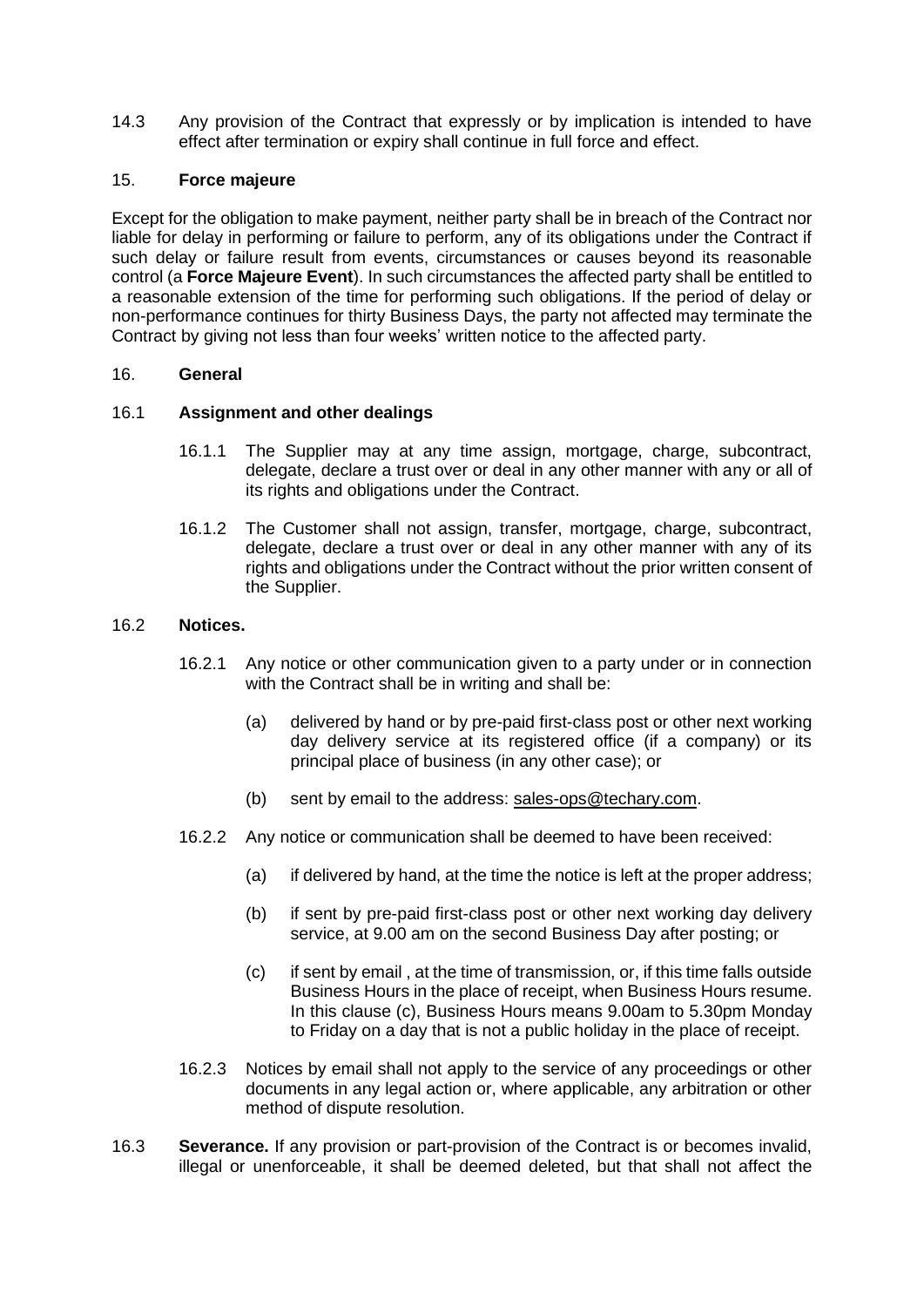14.3 Any provision of the Contract that expressly or by implication is intended to have effect after termination or expiry shall continue in full force and effect.

## 15. **Force majeure**

Except for the obligation to make payment, neither party shall be in breach of the Contract nor liable for delay in performing or failure to perform, any of its obligations under the Contract if such delay or failure result from events, circumstances or causes beyond its reasonable control (a **Force Majeure Event**). In such circumstances the affected party shall be entitled to a reasonable extension of the time for performing such obligations. If the period of delay or non-performance continues for thirty Business Days, the party not affected may terminate the Contract by giving not less than four weeks' written notice to the affected party.

## 16. **General**

### 16.1 **Assignment and other dealings**

16.1.1 The Supplier may at any time assign, mortgage, charge, subcontract, delegate, declare a trust over or deal in any other manner with any or all of its rights and obligations under the Contract.

16.1.2 The Customer shall not assign, transfer, mortgage, charge, subcontract, delegate, declare a trust over or deal in any other manner with any of its rights and obligations under the Contract without the prior written consent of the Supplier.

### 16.2 **Notices.**

16.2.1 Any notice or other communication given to a party under or in connection with the Contract shall be in writing and shall be:

(a) delivered by hand or by pre-paid first-class post or other next working day delivery service at its registered office (if a company) or its principal place of business (in any other case); or

(b) sent by email to the address: sales-ops@techary.com.

16.2.2 Any notice or communication shall be deemed to have been received:

(a) if delivered by hand, at the time the notice is left at the proper address;

(b) if sent by pre-paid first-class post or other next working day delivery service, at 9.00 am on the second Business Day after posting; or

(c) if sent by email , at the time of transmission, or, if this time falls outside Business Hours in the place of receipt, when Business Hours resume. In this clause (c), Business Hours means 9.00am to 5.30pm Monday to Friday on a day that is not a public holiday in the place of receipt.

16.2.3 Notices by email shall not apply to the service of any proceedings or other documents in any legal action or, where applicable, any arbitration or other method of dispute resolution.

16.3 **Severance.** If any provision or part-provision of the Contract is or becomes invalid, illegal or unenforceable, it shall be deemed deleted, but that shall not affect the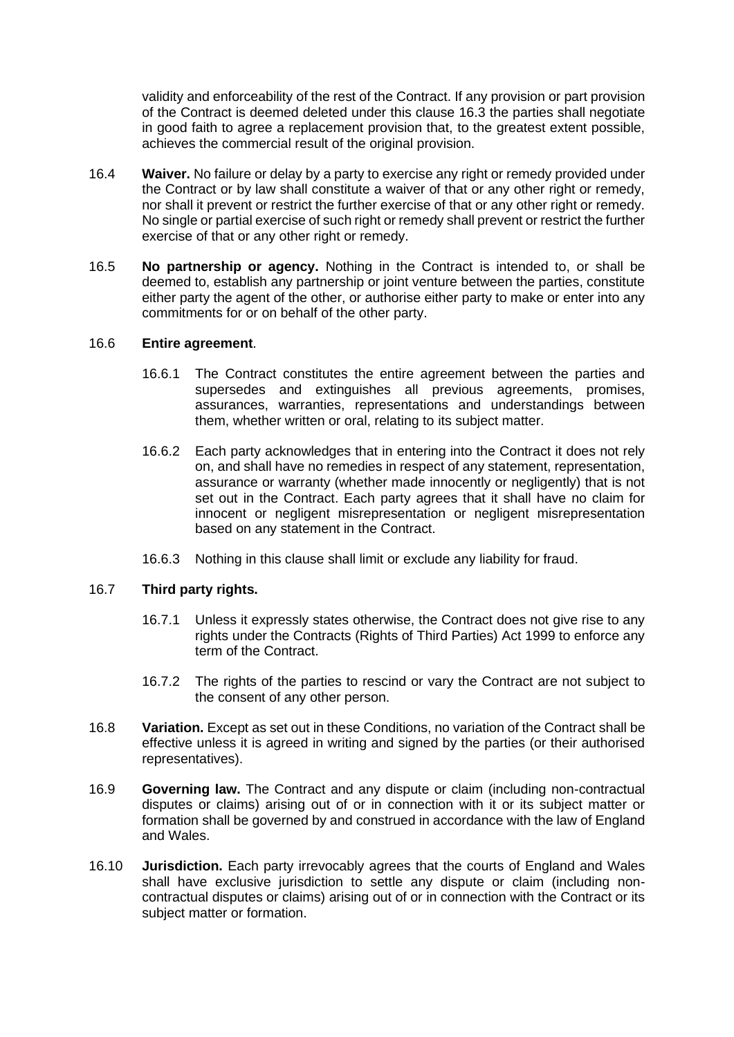validity and enforceability of the rest of the Contract. If any provision or part provision of the Contract is deemed deleted under this clause 16.3 the parties shall negotiate in good faith to agree a replacement provision that, to the greatest extent possible, achieves the commercial result of the original provision.

16.4 **Waiver.** No failure or delay by a party to exercise any right or remedy provided under the Contract or by law shall constitute a waiver of that or any other right or remedy, nor shall it prevent or restrict the further exercise of that or any other right or remedy. No single or partial exercise of such right or remedy shall prevent or restrict the further exercise of that or any other right or remedy.

16.5 **No partnership or agency.** Nothing in the Contract is intended to, or shall be deemed to, establish any partnership or joint venture between the parties, constitute either party the agent of the other, or authorise either party to make or enter into any commitments for or on behalf of the other party.

16.6 **Entire agreement**.

16.6.1 The Contract constitutes the entire agreement between the parties and supersedes and extinguishes all previous agreements, promises, assurances, warranties, representations and understandings between them, whether written or oral, relating to its subject matter.

16.6.2 Each party acknowledges that in entering into the Contract it does not rely on, and shall have no remedies in respect of any statement, representation, assurance or warranty (whether made innocently or negligently) that is not set out in the Contract. Each party agrees that it shall have no claim for innocent or negligent misrepresentation or negligent misrepresentation based on any statement in the Contract.

16.6.3 Nothing in this clause shall limit or exclude any liability for fraud.

16.7 **Third party rights.**

16.7.1 Unless it expressly states otherwise, the Contract does not give rise to any rights under the Contracts (Rights of Third Parties) Act 1999 to enforce any term of the Contract.

16.7.2 The rights of the parties to rescind or vary the Contract are not subject to the consent of any other person.

16.8 **Variation.** Except as set out in these Conditions, no variation of the Contract shall be effective unless it is agreed in writing and signed by the parties (or their authorised representatives).

16.9 **Governing law.** The Contract and any dispute or claim (including non-contractual disputes or claims) arising out of or in connection with it or its subject matter or formation shall be governed by and construed in accordance with the law of England and Wales.

16.10 **Jurisdiction.** Each party irrevocably agrees that the courts of England and Wales shall have exclusive jurisdiction to settle any dispute or claim (including non-contractual disputes or claims) arising out of or in connection with the Contract or its subject matter or formation.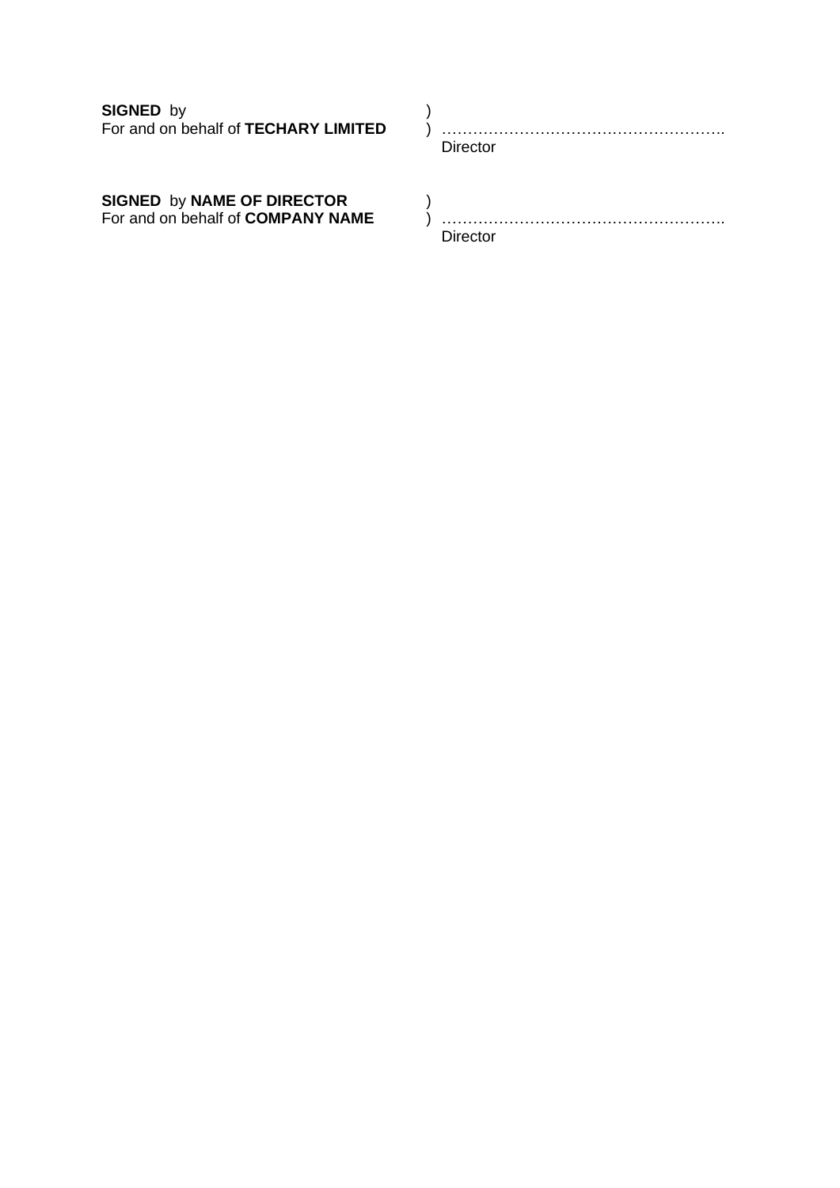**SIGNED** by )
For and on behalf of **TECHARY LIMITED** ) ……………………………………………….
Director

**SIGNED** by **NAME OF DIRECTOR** )
For and on behalf of **COMPANY NAME** ) ……………………………………………….
Director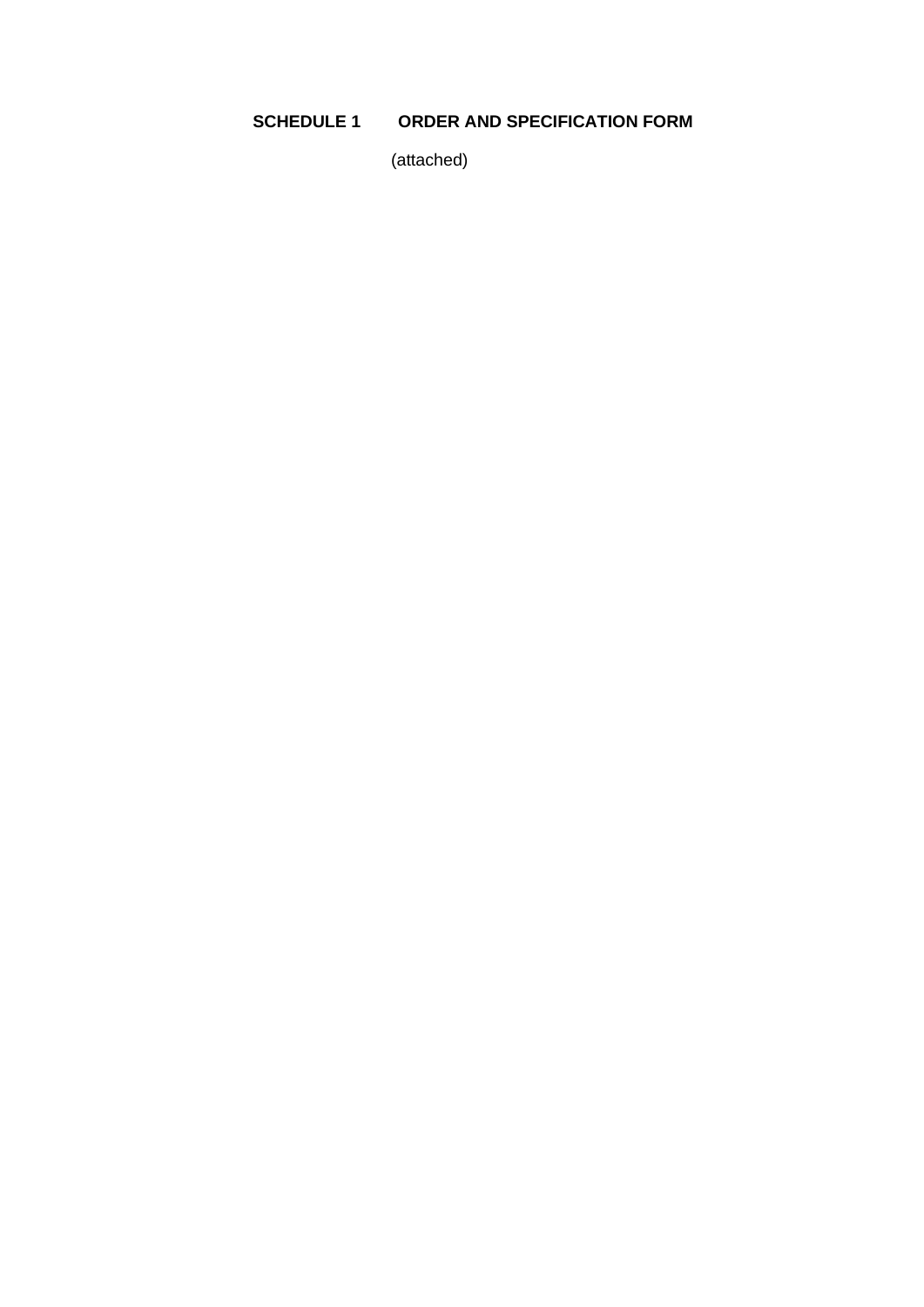# SCHEDULE 1 ORDER AND SPECIFICATION FORM

(attached)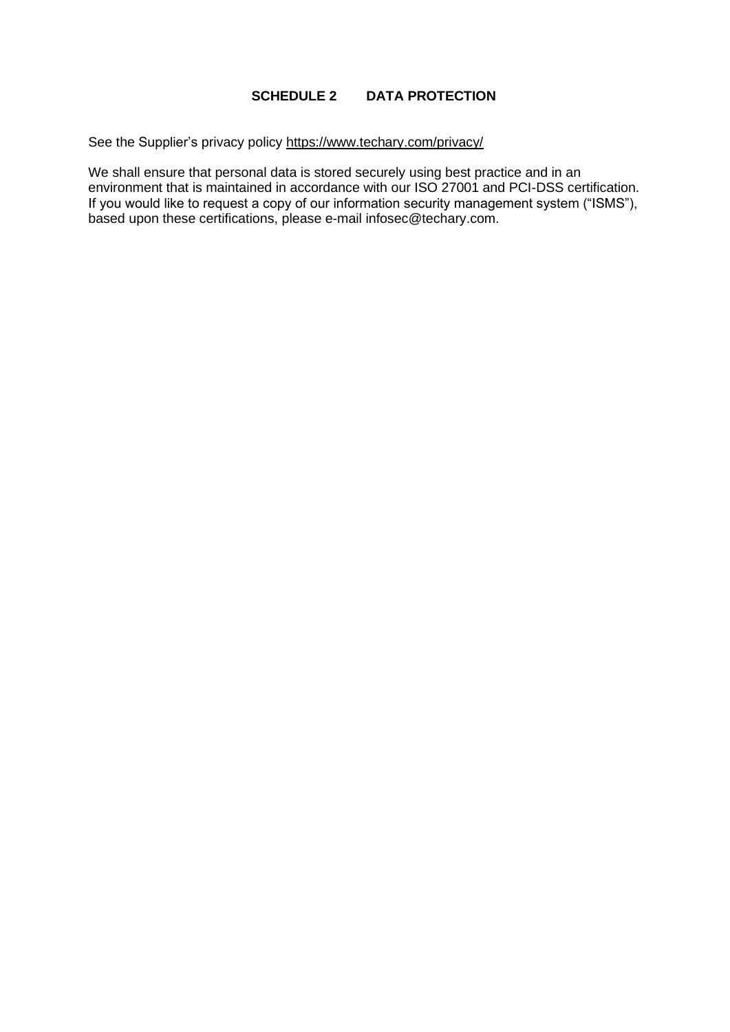## SCHEDULE 2 DATA PROTECTION

See the Supplier's privacy policy https://www.techary.com/privacy/

We shall ensure that personal data is stored securely using best practice and in an environment that is maintained in accordance with our ISO 27001 and PCI-DSS certification. If you would like to request a copy of our information security management system ("ISMS"), based upon these certifications, please e-mail infosec@techary.com.